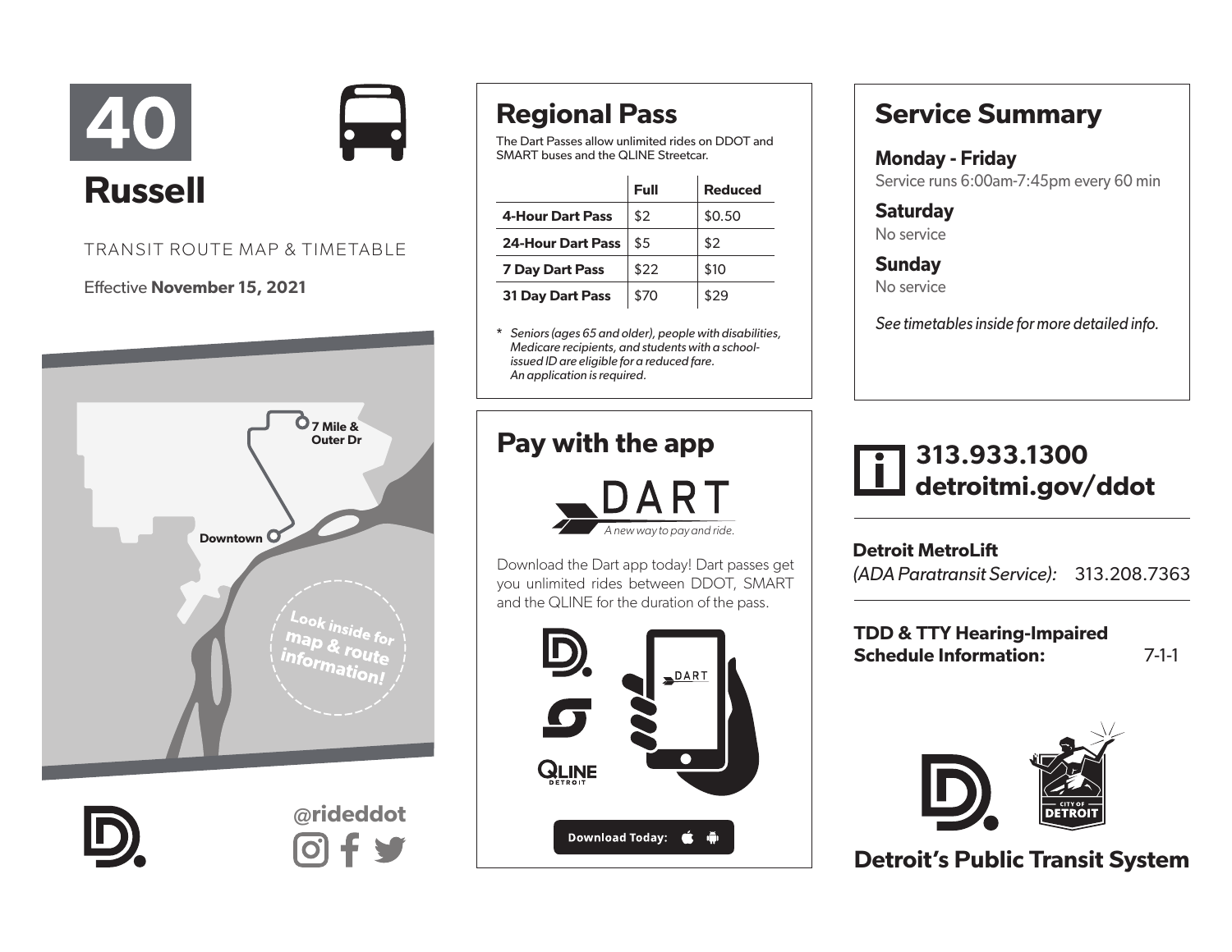# 40

# Russell

TRANSIT ROUTE MAP & TIMETABLE

Effective **November 15, 2021**

7 Mile & Outer Dr

Downtown

Look inside for map & route information!

@rideddot

## Regional Pass

The Dart Passes allow unlimited rides on DDOT and SMART buses and the QLINE Streetcar.

| | Full | Reduced |
|---|---|---|
| **4-Hour Dart Pass** | $2 | $0.50 |
| **24-Hour Dart Pass** | $5 | $2 |
| **7 Day Dart Pass** | $22 | $10 |
| **31 Day Dart Pass** | $70 | $29 |

* *Seniors (ages 65 and older), people with disabilities, Medicare recipients, and students with a school-issued ID are eligible for a reduced fare. An application is required.*

## Pay with the app

DART

*A new way to pay and ride.*

Download the Dart app today! Dart passes get you unlimited rides between DDOT, SMART and the QLINE for the duration of the pass.

Download Today:

## Service Summary

**Monday - Friday**

Service runs 6:00am-7:45pm every 60 min

**Saturday**

No service

**Sunday**

No service

*See timetables inside for more detailed info.*

**313.933.1300**
**detroitmi.gov/ddot**

**Detroit MetroLift**
*(ADA Paratransit Service):* 313.208.7363

**TDD & TTY Hearing-Impaired Schedule Information:** 7-1-1

**Detroit's Public Transit System**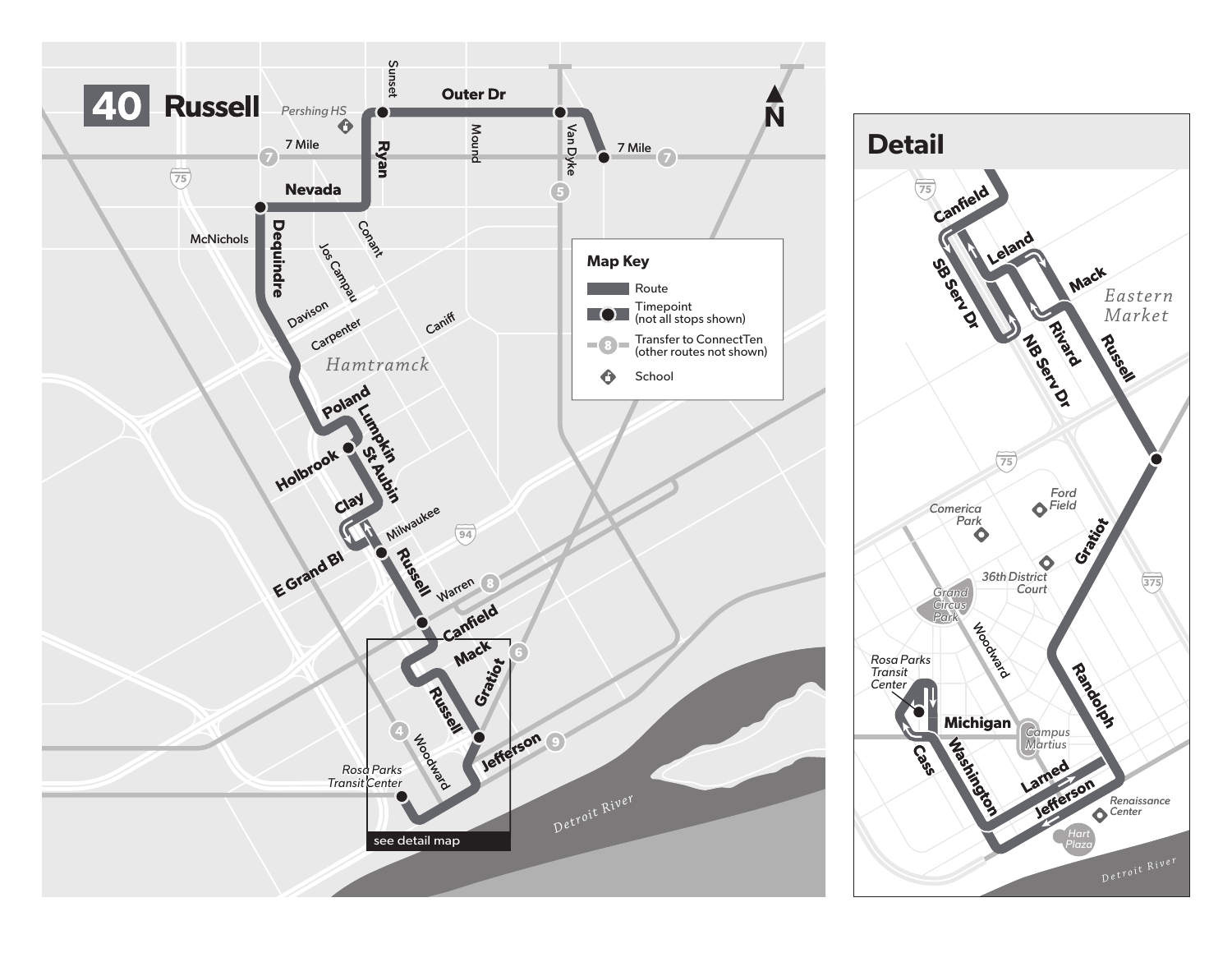# 40 Russell

## Map Key

- Route
- Timepoint (not all stops shown)
- Transfer to ConnectTen (other routes not shown)
- School

## Detail

see detail map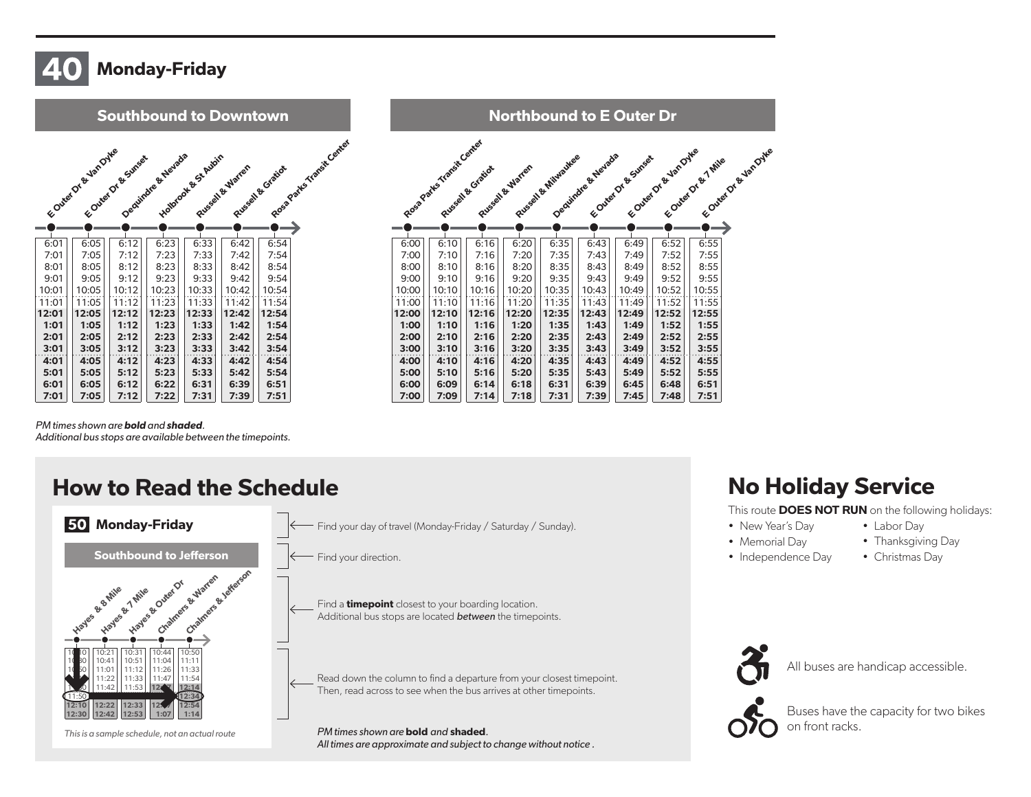# 40 Monday-Friday

## Southbound to Downtown

| E Outer Dr & Van Dyke | E Outer Dr & Sunset | Dequindre & Nevada | Holbrook & St Aubin | Russell & Warren | Russell & Gratiot | Rosa Parks Transit Center |
|---|---|---|---|---|---|---|
| 6:01 | 6:05 | 6:12 | 6:23 | 6:33 | 6:42 | 6:54 |
| 7:01 | 7:05 | 7:12 | 7:23 | 7:33 | 7:42 | 7:54 |
| 8:01 | 8:05 | 8:12 | 8:23 | 8:33 | 8:42 | 8:54 |
| 9:01 | 9:05 | 9:12 | 9:23 | 9:33 | 9:42 | 9:54 |
| 10:01 | 10:05 | 10:12 | 10:23 | 10:33 | 10:42 | 10:54 |
| 11:01 | 11:05 | 11:12 | 11:23 | 11:33 | 11:42 | 11:54 |
| **12:01** | **12:05** | **12:12** | **12:23** | **12:33** | **12:42** | **12:54** |
| **1:01** | **1:05** | **1:12** | **1:23** | **1:33** | **1:42** | **1:54** |
| **2:01** | **2:05** | **2:12** | **2:23** | **2:33** | **2:42** | **2:54** |
| **3:01** | **3:05** | **3:12** | **3:23** | **3:33** | **3:42** | **3:54** |
| **4:01** | **4:05** | **4:12** | **4:23** | **4:33** | **4:42** | **4:54** |
| **5:01** | **5:05** | **5:12** | **5:23** | **5:33** | **5:42** | **5:54** |
| **6:01** | **6:05** | **6:12** | **6:22** | **6:31** | **6:39** | **6:51** |
| **7:01** | **7:05** | **7:12** | **7:22** | **7:31** | **7:39** | **7:51** |

## Northbound to E Outer Dr

| Rosa Parks Transit Center | Russell & Gratiot | Russell & Warren | Russell & Milwaukee | Dequindre & Nevada | E Outer Dr & Sunset | E Outer Dr & Van Dyke | E Outer Dr & 7 Mile | E Outer Dr & Van Dyke |
|---|---|---|---|---|---|---|---|---|
| 6:00 | 6:10 | 6:16 | 6:20 | 6:35 | 6:43 | 6:49 | 6:52 | 6:55 |
| 7:00 | 7:10 | 7:16 | 7:20 | 7:35 | 7:43 | 7:49 | 7:52 | 7:55 |
| 8:00 | 8:10 | 8:16 | 8:20 | 8:35 | 8:43 | 8:49 | 8:52 | 8:55 |
| 9:00 | 9:10 | 9:16 | 9:20 | 9:35 | 9:43 | 9:49 | 9:52 | 9:55 |
| 10:00 | 10:10 | 10:16 | 10:20 | 10:35 | 10:43 | 10:49 | 10:52 | 10:55 |
| 11:00 | 11:10 | 11:16 | 11:20 | 11:35 | 11:43 | 11:49 | 11:52 | 11:55 |
| **12:00** | **12:10** | **12:16** | **12:20** | **12:35** | **12:43** | **12:49** | **12:52** | **12:55** |
| **1:00** | **1:10** | **1:16** | **1:20** | **1:35** | **1:43** | **1:49** | **1:52** | **1:55** |
| **2:00** | **2:10** | **2:16** | **2:20** | **2:35** | **2:43** | **2:49** | **2:52** | **2:55** |
| **3:00** | **3:10** | **3:16** | **3:20** | **3:35** | **3:43** | **3:49** | **3:52** | **3:55** |
| **4:00** | **4:10** | **4:16** | **4:20** | **4:35** | **4:43** | **4:49** | **4:52** | **4:55** |
| **5:00** | **5:10** | **5:16** | **5:20** | **5:35** | **5:43** | **5:49** | **5:52** | **5:55** |
| **6:00** | **6:09** | **6:14** | **6:18** | **6:31** | **6:39** | **6:45** | **6:48** | **6:51** |
| **7:00** | **7:09** | **7:14** | **7:18** | **7:31** | **7:39** | **7:45** | **7:48** | **7:51** |

*PM times shown are **bold** and **shaded**.*
*Additional bus stops are available between the timepoints.*

## How to Read the Schedule

**50 Monday-Friday**

**Southbound to Jefferson**

| Hayes & 8 Mile | Hayes & 7 Mile | Hayes & Outer Dr | Chalmers & Warren | Chalmers & Jefferson |
|---|---|---|---|---|
| 10:10 | 10:21 | 10:31 | 10:44 | 10:50 |
| 10:30 | 10:41 | 10:51 | 11:04 | 11:11 |
| 10:50 | 11:01 | 11:12 | 11:26 | 11:33 |
| 11:10 | 11:22 | 11:33 | 11:47 | 11:54 |
| 11:30 | 11:42 | 11:53 | 12:07 | 12:14 |
| 11:50 | | | | 12:34 |
| **12:10** | **12:22** | **12:33** | **12:47** | **12:54** |
| **12:30** | **12:42** | **12:53** | **1:07** | **1:14** |

*This is a sample schedule, not an actual route*

- Find your day of travel (Monday-Friday / Saturday / Sunday).
- Find your direction.
- Find a **timepoint** closest to your boarding location. Additional bus stops are located *between* the timepoints.
- Read down the column to find a departure from your closest timepoint. Then, read across to see when the bus arrives at other timepoints.

*PM times shown are **bold** and **shaded**.*
*All times are approximate and subject to change without notice .*

## No Holiday Service

This route **DOES NOT RUN** on the following holidays:

- New Year's Day
- Memorial Day
- Independence Day
- Labor Day
- Thanksgiving Day
- Christmas Day

All buses are handicap accessible.

Buses have the capacity for two bikes on front racks.